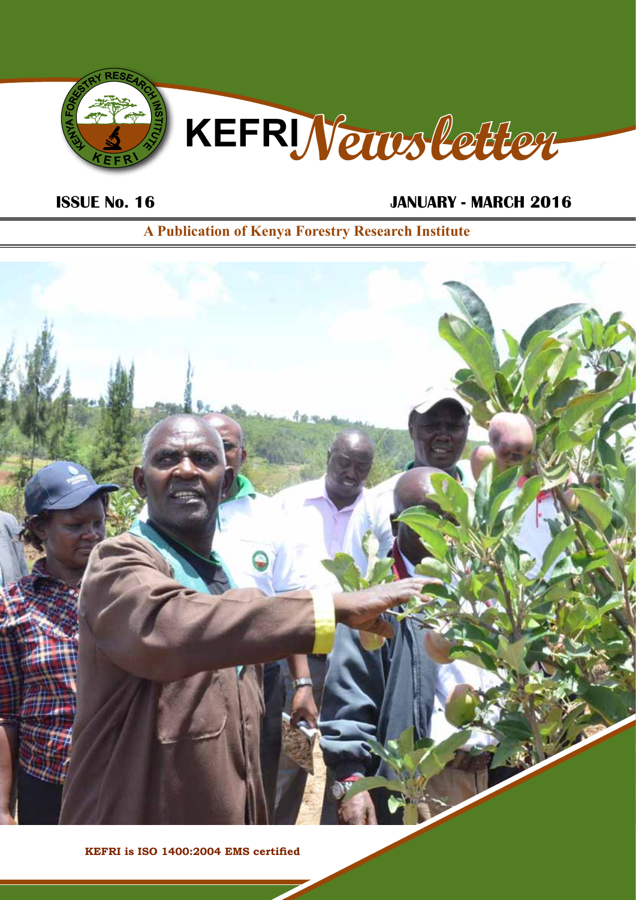# KEFRI Newsletter

**ISSUE No. 16** **JANUARY - MARCH 2016**

**A Publication of Kenya Forestry Research Institute**

**KEFRI is ISO 1400:2004 EMS certified**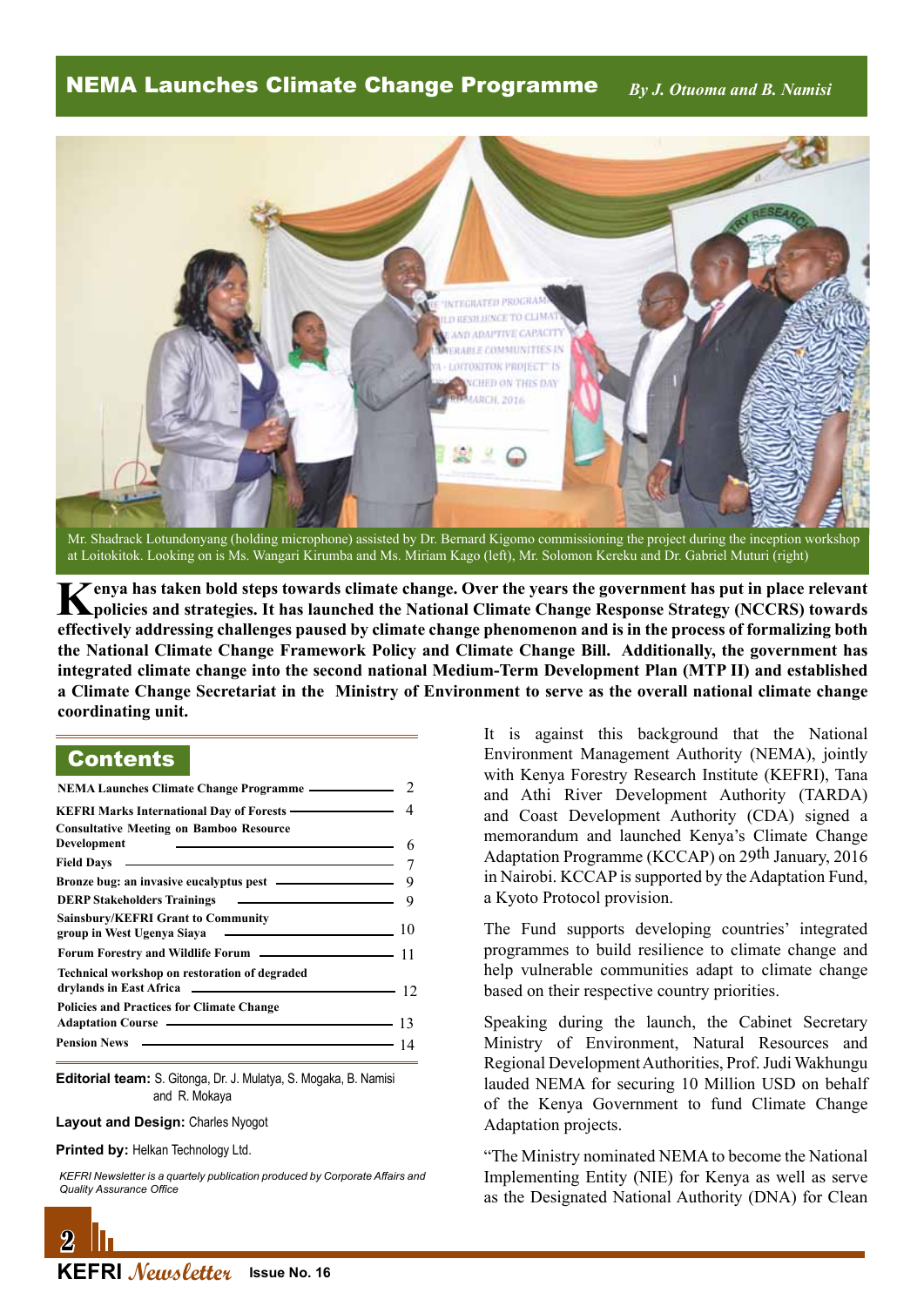# NEMA Launches Climate Change Programme

*By J. Otuoma and B. Namisi*

Mr. Shadrack Lotundonyang (holding microphone) assisted by Dr. Bernard Kigomo commissioning the project during the inception workshop at Loitokitok. Looking on is Ms. Wangari Kirumba and Ms. Miriam Kago (left), Mr. Solomon Kereku and Dr. Gabriel Muturi (right)

**Kenya has taken bold steps towards climate change. Over the years the government has put in place relevant policies and strategies. It has launched the National Climate Change Response Strategy (NCCRS) towards effectively addressing challenges paused by climate change phenomenon and is in the process of formalizing both the National Climate Change Framework Policy and Climate Change Bill. Additionally, the government has integrated climate change into the second national Medium-Term Development Plan (MTP II) and established a Climate Change Secretariat in the Ministry of Environment to serve as the overall national climate change coordinating unit.**

## Contents

| | |
|---|---|
| NEMA Launches Climate Change Programme | 2 |
| KEFRI Marks International Day of Forests | 4 |
| Consultative Meeting on Bamboo Resource Development | 6 |
| Field Days | 7 |
| Bronze bug: an invasive eucalyptus pest | 9 |
| DERP Stakeholders Trainings | 9 |
| Sainsbury/KEFRI Grant to Community group in West Ugenya Siaya | 10 |
| Forum Forestry and Wildlife Forum | 11 |
| Technical workshop on restoration of degraded drylands in East Africa | 12 |
| Policies and Practices for Climate Change Adaptation Course | 13 |
| Pension News | 14 |

**Editorial team:** S. Gitonga, Dr. J. Mulatya, S. Mogaka, B. Namisi and R. Mokaya

**Layout and Design:** Charles Nyogot

**Printed by:** Helkan Technology Ltd.

*KEFRI Newsletter is a quartely publication produced by Corporate Affairs and Quality Assurance Office*

It is against this background that the National Environment Management Authority (NEMA), jointly with Kenya Forestry Research Institute (KEFRI), Tana and Athi River Development Authority (TARDA) and Coast Development Authority (CDA) signed a memorandum and launched Kenya's Climate Change Adaptation Programme (KCCAP) on 29th January, 2016 in Nairobi. KCCAP is supported by the Adaptation Fund, a Kyoto Protocol provision.

The Fund supports developing countries' integrated programmes to build resilience to climate change and help vulnerable communities adapt to climate change based on their respective country priorities.

Speaking during the launch, the Cabinet Secretary Ministry of Environment, Natural Resources and Regional Development Authorities, Prof. Judi Wakhungu lauded NEMA for securing 10 Million USD on behalf of the Kenya Government to fund Climate Change Adaptation projects.

"The Ministry nominated NEMA to become the National Implementing Entity (NIE) for Kenya as well as serve as the Designated National Authority (DNA) for Clean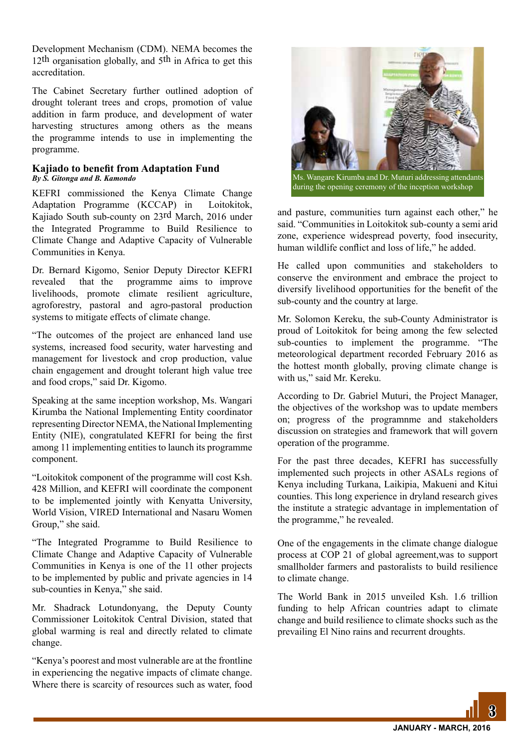Development Mechanism (CDM). NEMA becomes the 12th organisation globally, and 5th in Africa to get this accreditation.

The Cabinet Secretary further outlined adoption of drought tolerant trees and crops, promotion of value addition in farm produce, and development of water harvesting structures among others as the means the programme intends to use in implementing the programme.

## Kajiado to benefit from Adaptation Fund

***By S. Gitonga and B. Kamondo***

KEFRI commissioned the Kenya Climate Change Adaptation Programme (KCCAP) in Loitokitok, Kajiado South sub-county on 23rd March, 2016 under the Integrated Programme to Build Resilience to Climate Change and Adaptive Capacity of Vulnerable Communities in Kenya.

Dr. Bernard Kigomo, Senior Deputy Director KEFRI revealed that the programme aims to improve livelihoods, promote climate resilient agriculture, agroforestry, pastoral and agro-pastoral production systems to mitigate effects of climate change.

"The outcomes of the project are enhanced land use systems, increased food security, water harvesting and management for livestock and crop production, value chain engagement and drought tolerant high value tree and food crops," said Dr. Kigomo.

Speaking at the same inception workshop, Ms. Wangari Kirumba the National Implementing Entity coordinator representing Director NEMA, the National Implementing Entity (NIE), congratulated KEFRI for being the first among 11 implementing entities to launch its programme component.

"Loitokitok component of the programme will cost Ksh. 428 Million, and KEFRI will coordinate the component to be implemented jointly with Kenyatta University, World Vision, VIRED International and Nasaru Women Group," she said.

"The Integrated Programme to Build Resilience to Climate Change and Adaptive Capacity of Vulnerable Communities in Kenya is one of the 11 other projects to be implemented by public and private agencies in 14 sub-counties in Kenya," she said.

Mr. Shadrack Lotundonyang, the Deputy County Commissioner Loitokitok Central Division, stated that global warming is real and directly related to climate change.

"Kenya's poorest and most vulnerable are at the frontline in experiencing the negative impacts of climate change. Where there is scarcity of resources such as water, food and pasture, communities turn against each other," he said. "Communities in Loitokitok sub-county a semi arid zone, experience widespread poverty, food insecurity, human wildlife conflict and loss of life," he added.

Ms. Wangare Kirumba and Dr. Muturi addressing attendants during the opening ceremony of the inception workshop

He called upon communities and stakeholders to conserve the environment and embrace the project to diversify livelihood opportunities for the benefit of the sub-county and the country at large.

Mr. Solomon Kereku, the sub-County Administrator is proud of Loitokitok for being among the few selected sub-counties to implement the programme. "The meteorological department recorded February 2016 as the hottest month globally, proving climate change is with us," said Mr. Kereku.

According to Dr. Gabriel Muturi, the Project Manager, the objectives of the workshop was to update members on; progress of the programnme and stakeholders discussion on strategies and framework that will govern operation of the programme.

For the past three decades, KEFRI has successfully implemented such projects in other ASALs regions of Kenya including Turkana, Laikipia, Makueni and Kitui counties. This long experience in dryland research gives the institute a strategic advantage in implementation of the programme," he revealed.

One of the engagements in the climate change dialogue process at COP 21 of global agreement,was to support smallholder farmers and pastoralists to build resilience to climate change.

The World Bank in 2015 unveiled Ksh. 1.6 trillion funding to help African countries adapt to climate change and build resilience to climate shocks such as the prevailing El Nino rains and recurrent droughts.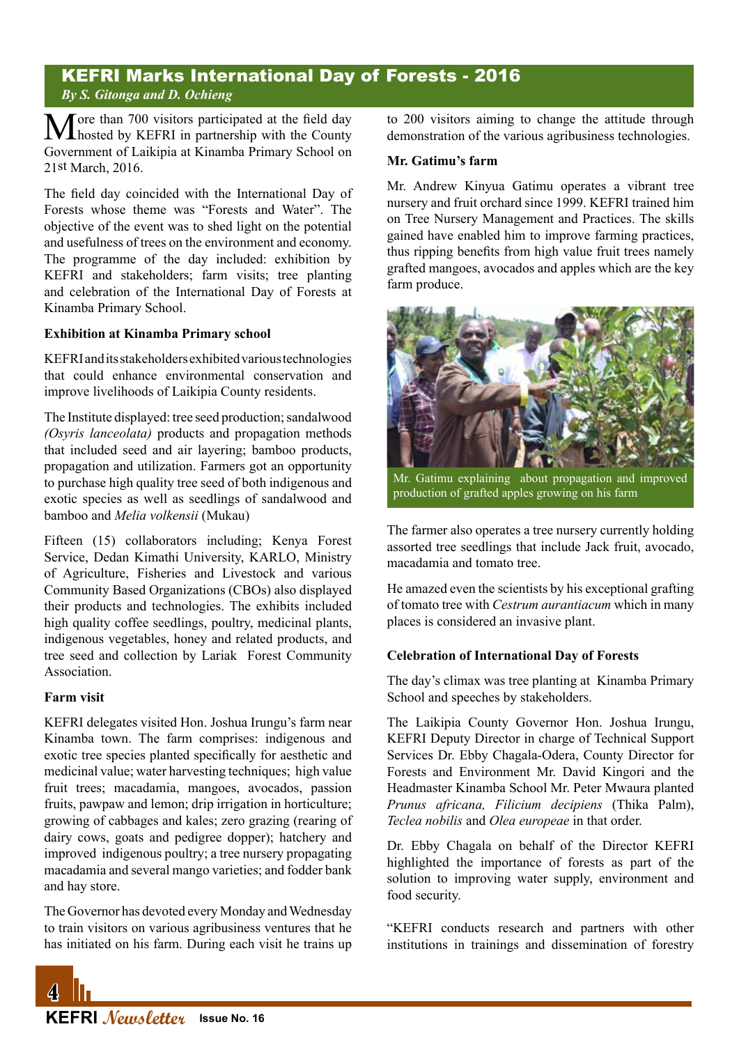## KEFRI Marks International Day of Forests - 2016

*By S. Gitonga and D. Ochieng*

More than 700 visitors participated at the field day hosted by KEFRI in partnership with the County Government of Laikipia at Kinamba Primary School on 21st March, 2016.

The field day coincided with the International Day of Forests whose theme was "Forests and Water". The objective of the event was to shed light on the potential and usefulness of trees on the environment and economy. The programme of the day included: exhibition by KEFRI and stakeholders; farm visits; tree planting and celebration of the International Day of Forests at Kinamba Primary School.

**Exhibition at Kinamba Primary school**

KEFRI and its stakeholders exhibited various technologies that could enhance environmental conservation and improve livelihoods of Laikipia County residents.

The Institute displayed: tree seed production; sandalwood *(Osyris lanceolata)* products and propagation methods that included seed and air layering; bamboo products, propagation and utilization. Farmers got an opportunity to purchase high quality tree seed of both indigenous and exotic species as well as seedlings of sandalwood and bamboo and *Melia volkensii* (Mukau)

Fifteen (15) collaborators including; Kenya Forest Service, Dedan Kimathi University, KARLO, Ministry of Agriculture, Fisheries and Livestock and various Community Based Organizations (CBOs) also displayed their products and technologies. The exhibits included high quality coffee seedlings, poultry, medicinal plants, indigenous vegetables, honey and related products, and tree seed and collection by Lariak Forest Community Association.

**Farm visit**

KEFRI delegates visited Hon. Joshua Irungu's farm near Kinamba town. The farm comprises: indigenous and exotic tree species planted specifically for aesthetic and medicinal value; water harvesting techniques; high value fruit trees; macadamia, mangoes, avocados, passion fruits, pawpaw and lemon; drip irrigation in horticulture; growing of cabbages and kales; zero grazing (rearing of dairy cows, goats and pedigree dopper); hatchery and improved indigenous poultry; a tree nursery propagating macadamia and several mango varieties; and fodder bank and hay store.

The Governor has devoted every Monday and Wednesday to train visitors on various agribusiness ventures that he has initiated on his farm. During each visit he trains up to 200 visitors aiming to change the attitude through demonstration of the various agribusiness technologies.

**Mr. Gatimu's farm**

Mr. Andrew Kinyua Gatimu operates a vibrant tree nursery and fruit orchard since 1999. KEFRI trained him on Tree Nursery Management and Practices. The skills gained have enabled him to improve farming practices, thus ripping benefits from high value fruit trees namely grafted mangoes, avocados and apples which are the key farm produce.

Mr. Gatimu explaining about propagation and improved production of grafted apples growing on his farm

The farmer also operates a tree nursery currently holding assorted tree seedlings that include Jack fruit, avocado, macadamia and tomato tree.

He amazed even the scientists by his exceptional grafting of tomato tree with *Cestrum aurantiacum* which in many places is considered an invasive plant.

**Celebration of International Day of Forests**

The day's climax was tree planting at Kinamba Primary School and speeches by stakeholders.

The Laikipia County Governor Hon. Joshua Irungu, KEFRI Deputy Director in charge of Technical Support Services Dr. Ebby Chagala-Odera, County Director for Forests and Environment Mr. David Kingori and the Headmaster Kinamba School Mr. Peter Mwaura planted *Prunus africana, Filicium decipiens* (Thika Palm), *Teclea nobilis* and *Olea europeae* in that order.

Dr. Ebby Chagala on behalf of the Director KEFRI highlighted the importance of forests as part of the solution to improving water supply, environment and food security.

"KEFRI conducts research and partners with other institutions in trainings and dissemination of forestry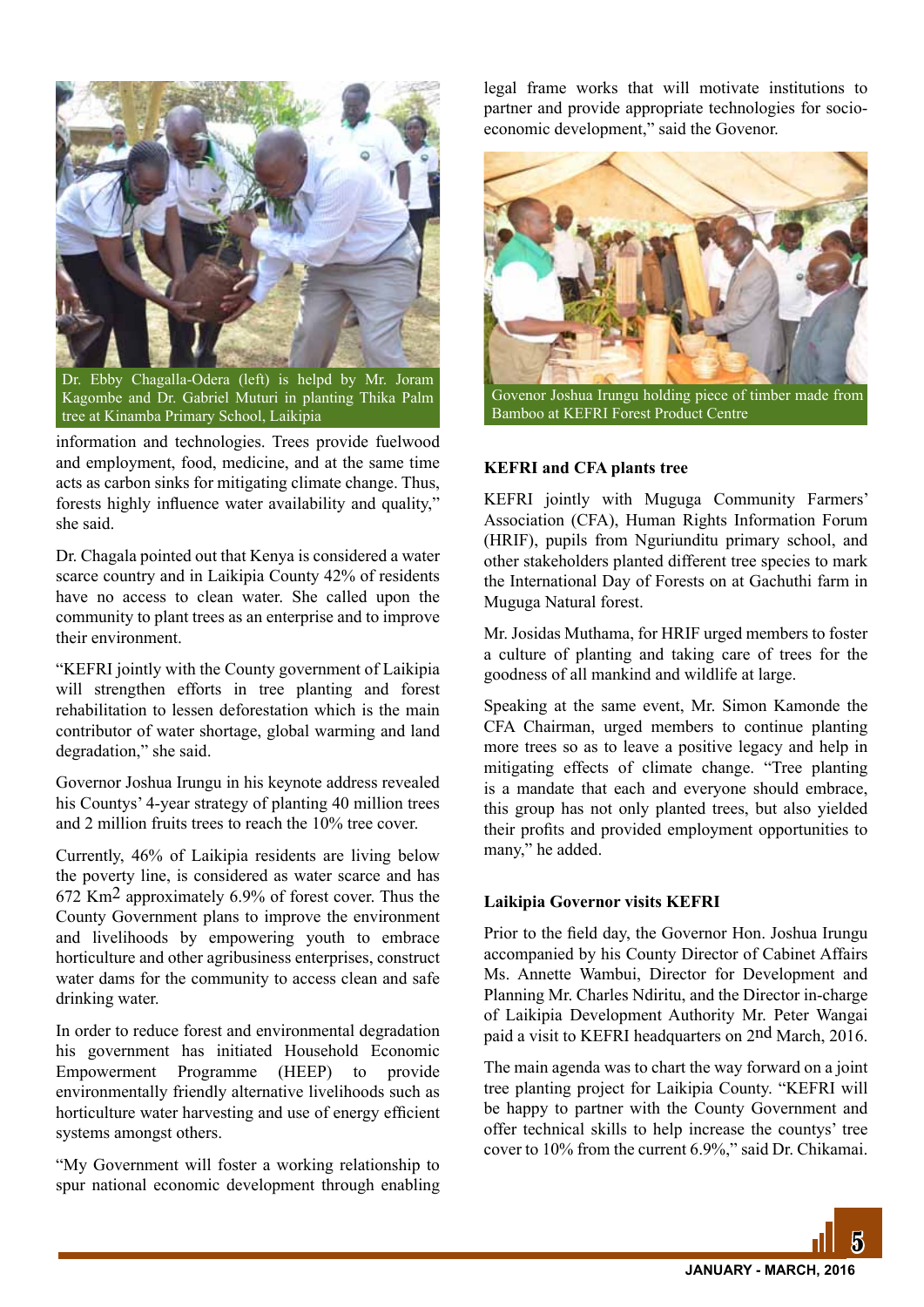Dr. Ebby Chagalla-Odera (left) is helpd by Mr. Joram Kagombe and Dr. Gabriel Muturi in planting Thika Palm tree at Kinamba Primary School, Laikipia

information and technologies. Trees provide fuelwood and employment, food, medicine, and at the same time acts as carbon sinks for mitigating climate change. Thus, forests highly influence water availability and quality," she said.

Dr. Chagala pointed out that Kenya is considered a water scarce country and in Laikipia County 42% of residents have no access to clean water. She called upon the community to plant trees as an enterprise and to improve their environment.

"KEFRI jointly with the County government of Laikipia will strengthen efforts in tree planting and forest rehabilitation to lessen deforestation which is the main contributor of water shortage, global warming and land degradation," she said.

Governor Joshua Irungu in his keynote address revealed his Countys' 4-year strategy of planting 40 million trees and 2 million fruits trees to reach the 10% tree cover.

Currently, 46% of Laikipia residents are living below the poverty line, is considered as water scarce and has 672 $Km^2$ approximately 6.9% of forest cover. Thus the County Government plans to improve the environment and livelihoods by empowering youth to embrace horticulture and other agribusiness enterprises, construct water dams for the community to access clean and safe drinking water.

In order to reduce forest and environmental degradation his government has initiated Household Economic Empowerment Programme (HEEP) to provide environmentally friendly alternative livelihoods such as horticulture water harvesting and use of energy efficient systems amongst others.

"My Government will foster a working relationship to spur national economic development through enabling legal frame works that will motivate institutions to partner and provide appropriate technologies for socio-economic development," said the Govenor.

Govenor Joshua Irungu holding piece of timber made from Bamboo at KEFRI Forest Product Centre

### KEFRI and CFA plants tree

KEFRI jointly with Muguga Community Farmers' Association (CFA), Human Rights Information Forum (HRIF), pupils from Nguriunditu primary school, and other stakeholders planted different tree species to mark the International Day of Forests on at Gachuthi farm in Muguga Natural forest.

Mr. Josidas Muthama, for HRIF urged members to foster a culture of planting and taking care of trees for the goodness of all mankind and wildlife at large.

Speaking at the same event, Mr. Simon Kamonde the CFA Chairman, urged members to continue planting more trees so as to leave a positive legacy and help in mitigating effects of climate change. "Tree planting is a mandate that each and everyone should embrace, this group has not only planted trees, but also yielded their profits and provided employment opportunities to many," he added.

### Laikipia Governor visits KEFRI

Prior to the field day, the Governor Hon. Joshua Irungu accompanied by his County Director of Cabinet Affairs Ms. Annette Wambui, Director for Development and Planning Mr. Charles Ndiritu, and the Director in-charge of Laikipia Development Authority Mr. Peter Wangai paid a visit to KEFRI headquarters on 2nd March, 2016.

The main agenda was to chart the way forward on a joint tree planting project for Laikipia County. "KEFRI will be happy to partner with the County Government and offer technical skills to help increase the countys' tree cover to 10% from the current 6.9%," said Dr. Chikamai.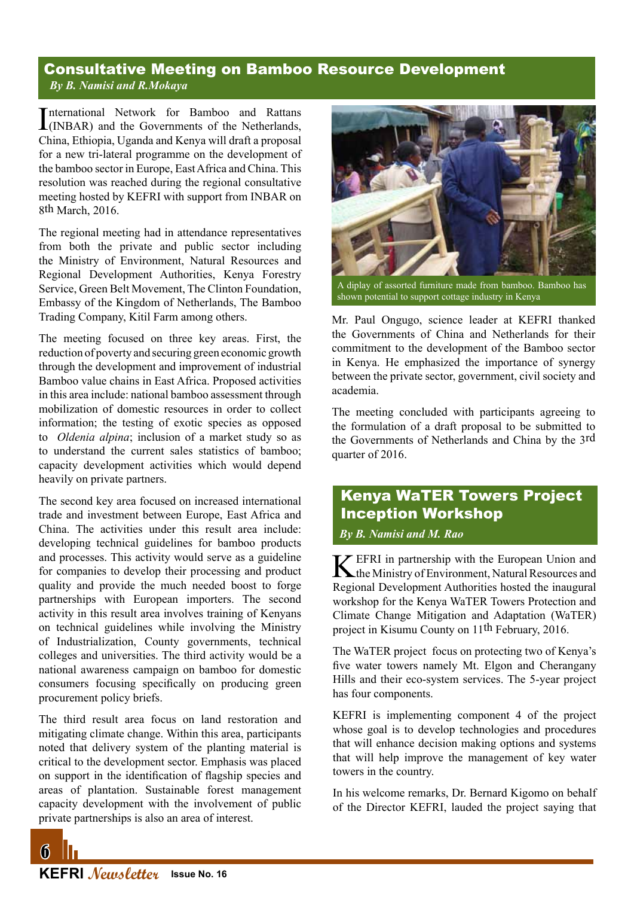## Consultative Meeting on Bamboo Resource Development

*By B. Namisi and R.Mokaya*

International Network for Bamboo and Rattans (INBAR) and the Governments of the Netherlands, China, Ethiopia, Uganda and Kenya will draft a proposal for a new tri-lateral programme on the development of the bamboo sector in Europe, East Africa and China. This resolution was reached during the regional consultative meeting hosted by KEFRI with support from INBAR on 8th March, 2016.

The regional meeting had in attendance representatives from both the private and public sector including the Ministry of Environment, Natural Resources and Regional Development Authorities, Kenya Forestry Service, Green Belt Movement, The Clinton Foundation, Embassy of the Kingdom of Netherlands, The Bamboo Trading Company, Kitil Farm among others.

The meeting focused on three key areas. First, the reduction of poverty and securing green economic growth through the development and improvement of industrial Bamboo value chains in East Africa. Proposed activities in this area include: national bamboo assessment through mobilization of domestic resources in order to collect information; the testing of exotic species as opposed to *Oldenia alpina*; inclusion of a market study so as to understand the current sales statistics of bamboo; capacity development activities which would depend heavily on private partners.

The second key area focused on increased international trade and investment between Europe, East Africa and China. The activities under this result area include: developing technical guidelines for bamboo products and processes. This activity would serve as a guideline for companies to develop their processing and product quality and provide the much needed boost to forge partnerships with European importers. The second activity in this result area involves training of Kenyans on technical guidelines while involving the Ministry of Industrialization, County governments, technical colleges and universities. The third activity would be a national awareness campaign on bamboo for domestic consumers focusing specifically on producing green procurement policy briefs.

The third result area focus on land restoration and mitigating climate change. Within this area, participants noted that delivery system of the planting material is critical to the development sector. Emphasis was placed on support in the identification of flagship species and areas of plantation. Sustainable forest management capacity development with the involvement of public private partnerships is also an area of interest.

A diplay of assorted furniture made from bamboo. Bamboo has shown potential to support cottage industry in Kenya

Mr. Paul Ongugo, science leader at KEFRI thanked the Governments of China and Netherlands for their commitment to the development of the Bamboo sector in Kenya. He emphasized the importance of synergy between the private sector, government, civil society and academia.

The meeting concluded with participants agreeing to the formulation of a draft proposal to be submitted to the Governments of Netherlands and China by the 3rd quarter of 2016.

## Kenya WaTER Towers Project Inception Workshop

*By B. Namisi and M. Rao*

KEFRI in partnership with the European Union and the Ministry of Environment, Natural Resources and Regional Development Authorities hosted the inaugural workshop for the Kenya WaTER Towers Protection and Climate Change Mitigation and Adaptation (WaTER) project in Kisumu County on 11th February, 2016.

The WaTER project focus on protecting two of Kenya's five water towers namely Mt. Elgon and Cherangany Hills and their eco-system services. The 5-year project has four components.

KEFRI is implementing component 4 of the project whose goal is to develop technologies and procedures that will enhance decision making options and systems that will help improve the management of key water towers in the country.

In his welcome remarks, Dr. Bernard Kigomo on behalf of the Director KEFRI, lauded the project saying that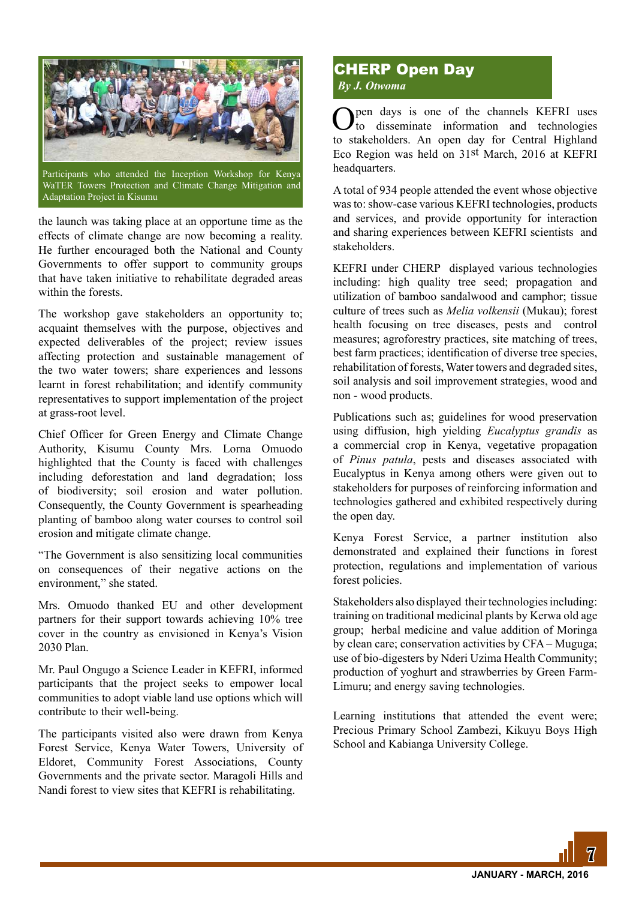Participants who attended the Inception Workshop for Kenya WaTER Towers Protection and Climate Change Mitigation and Adaptation Project in Kisumu

the launch was taking place at an opportune time as the effects of climate change are now becoming a reality. He further encouraged both the National and County Governments to offer support to community groups that have taken initiative to rehabilitate degraded areas within the forests.

The workshop gave stakeholders an opportunity to; acquaint themselves with the purpose, objectives and expected deliverables of the project; review issues affecting protection and sustainable management of the two water towers; share experiences and lessons learnt in forest rehabilitation; and identify community representatives to support implementation of the project at grass-root level.

Chief Officer for Green Energy and Climate Change Authority, Kisumu County Mrs. Lorna Omuodo highlighted that the County is faced with challenges including deforestation and land degradation; loss of biodiversity; soil erosion and water pollution. Consequently, the County Government is spearheading planting of bamboo along water courses to control soil erosion and mitigate climate change.

"The Government is also sensitizing local communities on consequences of their negative actions on the environment," she stated.

Mrs. Omuodo thanked EU and other development partners for their support towards achieving 10% tree cover in the country as envisioned in Kenya's Vision 2030 Plan.

Mr. Paul Ongugo a Science Leader in KEFRI, informed participants that the project seeks to empower local communities to adopt viable land use options which will contribute to their well-being.

The participants visited also were drawn from Kenya Forest Service, Kenya Water Towers, University of Eldoret, Community Forest Associations, County Governments and the private sector. Maragoli Hills and Nandi forest to view sites that KEFRI is rehabilitating.

## CHERP Open Day

***By J. Otwoma***

Open days is one of the channels KEFRI uses to disseminate information and technologies to stakeholders. An open day for Central Highland Eco Region was held on 31st March, 2016 at KEFRI headquarters.

A total of 934 people attended the event whose objective was to: show-case various KEFRI technologies, products and services, and provide opportunity for interaction and sharing experiences between KEFRI scientists and stakeholders.

KEFRI under CHERP displayed various technologies including: high quality tree seed; propagation and utilization of bamboo sandalwood and camphor; tissue culture of trees such as *Melia volkensii* (Mukau); forest health focusing on tree diseases, pests and control measures; agroforestry practices, site matching of trees, best farm practices; identification of diverse tree species, rehabilitation of forests, Water towers and degraded sites, soil analysis and soil improvement strategies, wood and non - wood products.

Publications such as; guidelines for wood preservation using diffusion, high yielding *Eucalyptus grandis* as a commercial crop in Kenya, vegetative propagation of *Pinus patula*, pests and diseases associated with Eucalyptus in Kenya among others were given out to stakeholders for purposes of reinforcing information and technologies gathered and exhibited respectively during the open day.

Kenya Forest Service, a partner institution also demonstrated and explained their functions in forest protection, regulations and implementation of various forest policies.

Stakeholders also displayed their technologies including: training on traditional medicinal plants by Kerwa old age group; herbal medicine and value addition of Moringa by clean care; conservation activities by CFA – Muguga; use of bio-digesters by Nderi Uzima Health Community; production of yoghurt and strawberries by Green Farm-Limuru; and energy saving technologies.

Learning institutions that attended the event were; Precious Primary School Zambezi, Kikuyu Boys High School and Kabianga University College.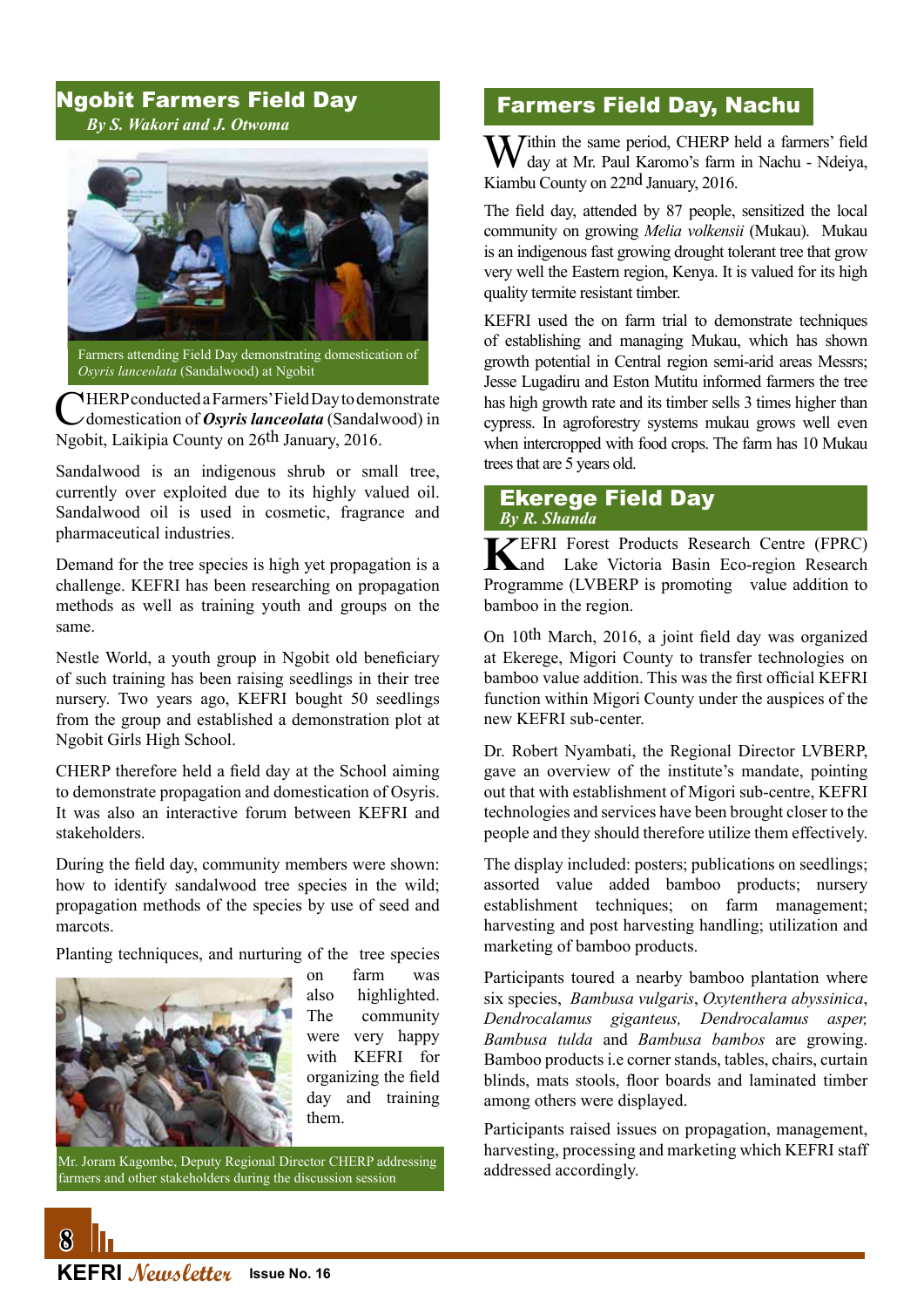## Ngobit Farmers Field Day

***By S. Wakori and J. Otwoma***

Farmers attending Field Day demonstrating domestication of *Osyris lanceolata* (Sandalwood) at Ngobit

CHERP conducted a Farmers' Field Day to demonstrate domestication of ***Osyris lanceolata*** (Sandalwood) in Ngobit, Laikipia County on 26th January, 2016.

Sandalwood is an indigenous shrub or small tree, currently over exploited due to its highly valued oil. Sandalwood oil is used in cosmetic, fragrance and pharmaceutical industries.

Demand for the tree species is high yet propagation is a challenge. KEFRI has been researching on propagation methods as well as training youth and groups on the same.

Nestle World, a youth group in Ngobit old beneficiary of such training has been raising seedlings in their tree nursery. Two years ago, KEFRI bought 50 seedlings from the group and established a demonstration plot at Ngobit Girls High School.

CHERP therefore held a field day at the School aiming to demonstrate propagation and domestication of Osyris. It was also an interactive forum between KEFRI and stakeholders.

During the field day, community members were shown: how to identify sandalwood tree species in the wild; propagation methods of the species by use of seed and marcots.

Planting techniquces, and nurturing of the tree species on farm was also highlighted. The community were very happy with KEFRI for organizing the field day and training them.

Mr. Joram Kagombe, Deputy Regional Director CHERP addressing farmers and other stakeholders during the discussion session

## Farmers Field Day, Nachu

Within the same period, CHERP held a farmers' field day at Mr. Paul Karomo's farm in Nachu - Ndeiya, Kiambu County on 22nd January, 2016.

The field day, attended by 87 people, sensitized the local community on growing *Melia volkensii* (Mukau). Mukau is an indigenous fast growing drought tolerant tree that grow very well the Eastern region, Kenya. It is valued for its high quality termite resistant timber.

KEFRI used the on farm trial to demonstrate techniques of establishing and managing Mukau, which has shown growth potential in Central region semi-arid areas Messrs; Jesse Lugadiru and Eston Mutitu informed farmers the tree has high growth rate and its timber sells 3 times higher than cypress. In agroforestry systems mukau grows well even when intercropped with food crops. The farm has 10 Mukau trees that are 5 years old.

## Ekerege Field Day

***By R. Shanda***

KEFRI Forest Products Research Centre (FPRC) and Lake Victoria Basin Eco-region Research Programme (LVBERP is promoting value addition to bamboo in the region.

On 10th March, 2016, a joint field day was organized at Ekerege, Migori County to transfer technologies on bamboo value addition. This was the first official KEFRI function within Migori County under the auspices of the new KEFRI sub-center.

Dr. Robert Nyambati, the Regional Director LVBERP, gave an overview of the institute's mandate, pointing out that with establishment of Migori sub-centre, KEFRI technologies and services have been brought closer to the people and they should therefore utilize them effectively.

The display included: posters; publications on seedlings; assorted value added bamboo products; nursery establishment techniques; on farm management; harvesting and post harvesting handling; utilization and marketing of bamboo products.

Participants toured a nearby bamboo plantation where six species, *Bambusa vulgaris*, *Oxytenthera abyssinica*, *Dendrocalamus giganteus, Dendrocalamus asper, Bambusa tulda* and *Bambusa bambos* are growing. Bamboo products i.e corner stands, tables, chairs, curtain blinds, mats stools, floor boards and laminated timber among others were displayed.

Participants raised issues on propagation, management, harvesting, processing and marketing which KEFRI staff addressed accordingly.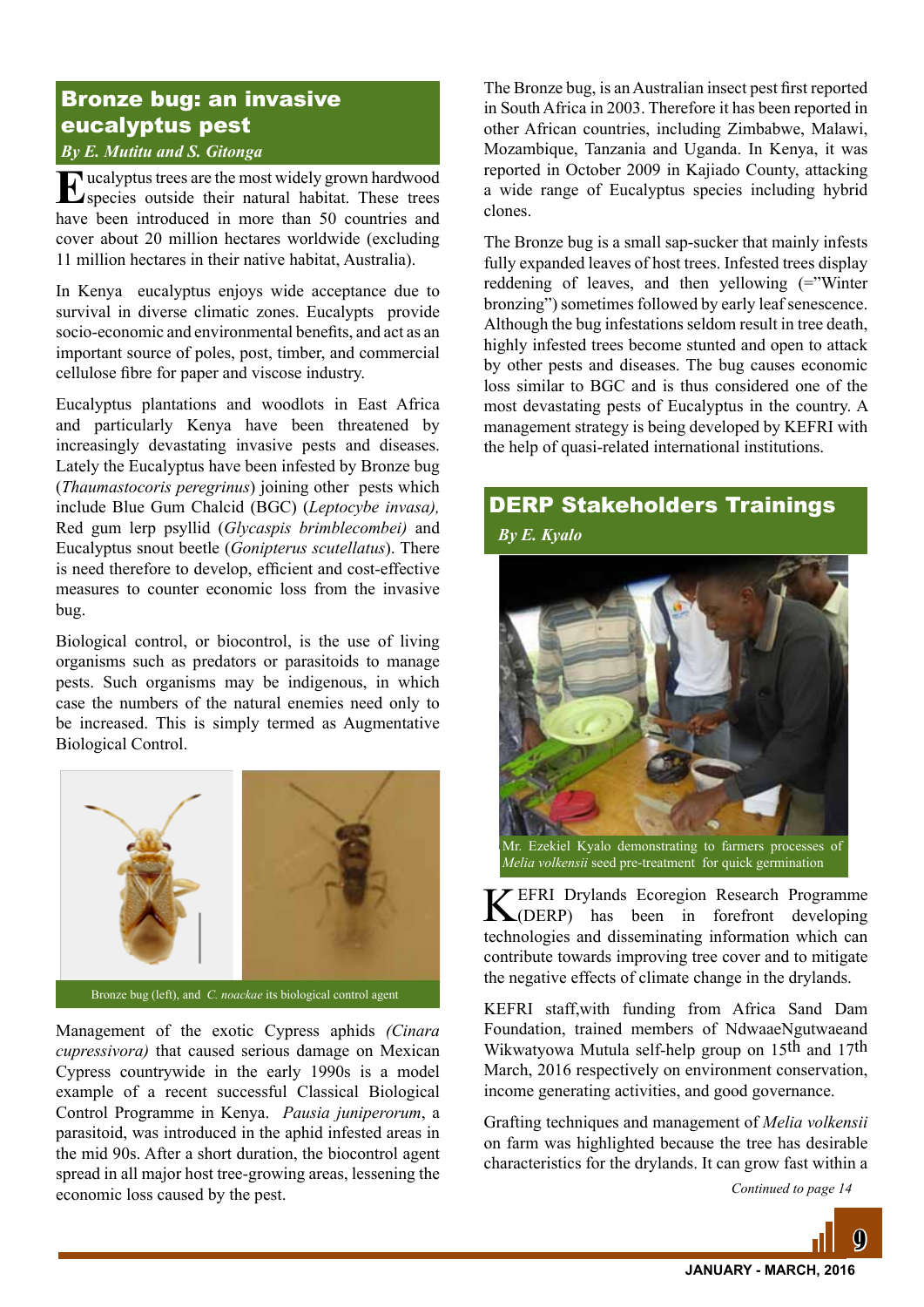## Bronze bug: an invasive eucalyptus pest

*By E. Mutitu and S. Gitonga*

Eucalyptus trees are the most widely grown hardwood species outside their natural habitat. These trees have been introduced in more than 50 countries and cover about 20 million hectares worldwide (excluding 11 million hectares in their native habitat, Australia).

In Kenya eucalyptus enjoys wide acceptance due to survival in diverse climatic zones. Eucalypts provide socio-economic and environmental benefits, and act as an important source of poles, post, timber, and commercial cellulose fibre for paper and viscose industry.

Eucalyptus plantations and woodlots in East Africa and particularly Kenya have been threatened by increasingly devastating invasive pests and diseases. Lately the Eucalyptus have been infested by Bronze bug (*Thaumastocoris peregrinus*) joining other pests which include Blue Gum Chalcid (BGC) (*Leptocybe invasa),* Red gum lerp psyllid (*Glycaspis brimblecombei)* and Eucalyptus snout beetle (*Gonipterus scutellatus*). There is need therefore to develop, efficient and cost-effective measures to counter economic loss from the invasive bug.

Biological control, or biocontrol, is the use of living organisms such as predators or parasitoids to manage pests. Such organisms may be indigenous, in which case the numbers of the natural enemies need only to be increased. This is simply termed as Augmentative Biological Control.

Bronze bug (left), and *C. noackae* its biological control agent

Management of the exotic Cypress aphids *(Cinara cupressivora)* that caused serious damage on Mexican Cypress countrywide in the early 1990s is a model example of a recent successful Classical Biological Control Programme in Kenya. *Pausia juniperorum*, a parasitoid, was introduced in the aphid infested areas in the mid 90s. After a short duration, the biocontrol agent spread in all major host tree-growing areas, lessening the economic loss caused by the pest.

The Bronze bug, is an Australian insect pest first reported in South Africa in 2003. Therefore it has been reported in other African countries, including Zimbabwe, Malawi, Mozambique, Tanzania and Uganda. In Kenya, it was reported in October 2009 in Kajiado County, attacking a wide range of Eucalyptus species including hybrid clones.

The Bronze bug is a small sap-sucker that mainly infests fully expanded leaves of host trees. Infested trees display reddening of leaves, and then yellowing (="Winter bronzing") sometimes followed by early leaf senescence. Although the bug infestations seldom result in tree death, highly infested trees become stunted and open to attack by other pests and diseases. The bug causes economic loss similar to BGC and is thus considered one of the most devastating pests of Eucalyptus in the country. A management strategy is being developed by KEFRI with the help of quasi-related international institutions.

## DERP Stakeholders Trainings

*By E. Kyalo*

Mr. Ezekiel Kyalo demonstrating to farmers processes of *Melia volkensii* seed pre-treatment for quick germination

KEFRI Drylands Ecoregion Research Programme (DERP) has been in forefront developing technologies and disseminating information which can contribute towards improving tree cover and to mitigate the negative effects of climate change in the drylands.

KEFRI staff,with funding from Africa Sand Dam Foundation, trained members of NdwaaeNgutwaeand Wikwatyowa Mutula self-help group on 15th and 17th March, 2016 respectively on environment conservation, income generating activities, and good governance.

Grafting techniques and management of *Melia volkensii* on farm was highlighted because the tree has desirable characteristics for the drylands. It can grow fast within a

*Continued to page 14*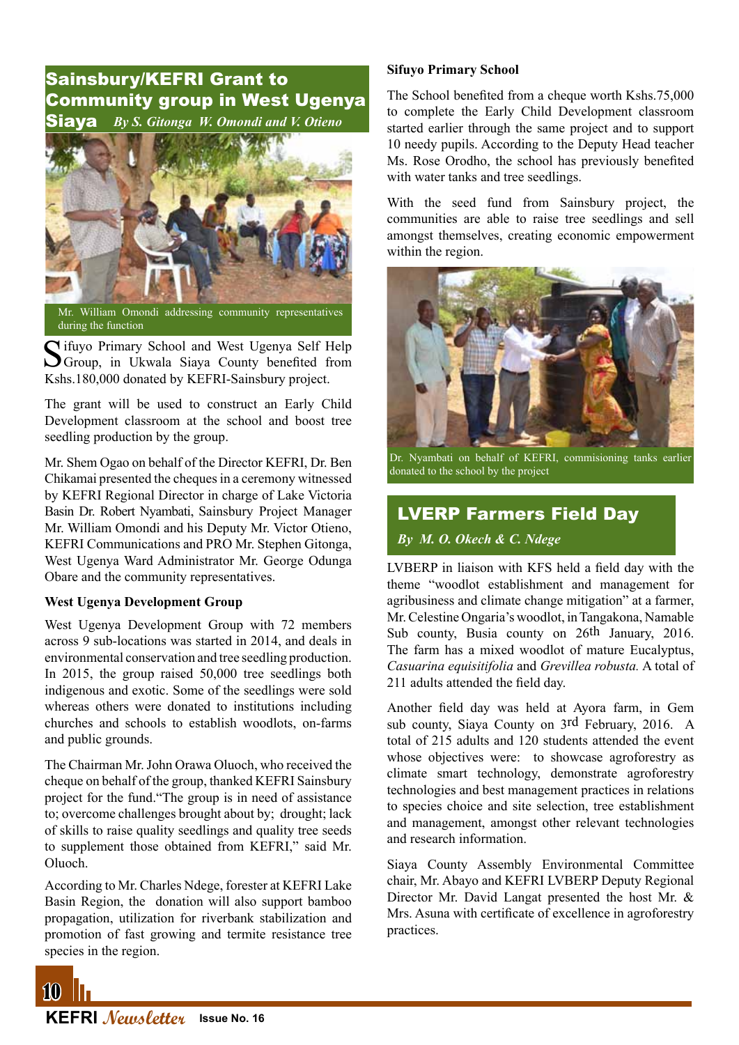## Sainsbury/KEFRI Grant to Community group in West Ugenya Siaya

*By S. Gitonga W. Omondi and V. Otieno*

Mr. William Omondi addressing community representatives during the function

Sifuyo Primary School and West Ugenya Self Help Group, in Ukwala Siaya County benefited from Kshs.180,000 donated by KEFRI-Sainsbury project.

The grant will be used to construct an Early Child Development classroom at the school and boost tree seedling production by the group.

Mr. Shem Ogao on behalf of the Director KEFRI, Dr. Ben Chikamai presented the cheques in a ceremony witnessed by KEFRI Regional Director in charge of Lake Victoria Basin Dr. Robert Nyambati, Sainsbury Project Manager Mr. William Omondi and his Deputy Mr. Victor Otieno, KEFRI Communications and PRO Mr. Stephen Gitonga, West Ugenya Ward Administrator Mr. George Odunga Obare and the community representatives.

**West Ugenya Development Group**

West Ugenya Development Group with 72 members across 9 sub-locations was started in 2014, and deals in environmental conservation and tree seedling production. In 2015, the group raised 50,000 tree seedlings both indigenous and exotic. Some of the seedlings were sold whereas others were donated to institutions including churches and schools to establish woodlots, on-farms and public grounds.

The Chairman Mr. John Orawa Oluoch, who received the cheque on behalf of the group, thanked KEFRI Sainsbury project for the fund."The group is in need of assistance to; overcome challenges brought about by; drought; lack of skills to raise quality seedlings and quality tree seeds to supplement those obtained from KEFRI," said Mr. Oluoch.

According to Mr. Charles Ndege, forester at KEFRI Lake Basin Region, the donation will also support bamboo propagation, utilization for riverbank stabilization and promotion of fast growing and termite resistance tree species in the region.

**Sifuyo Primary School**

The School benefited from a cheque worth Kshs.75,000 to complete the Early Child Development classroom started earlier through the same project and to support 10 needy pupils. According to the Deputy Head teacher Ms. Rose Orodho, the school has previously benefited with water tanks and tree seedlings.

With the seed fund from Sainsbury project, the communities are able to raise tree seedlings and sell amongst themselves, creating economic empowerment within the region.

Dr. Nyambati on behalf of KEFRI, commisioning tanks earlier donated to the school by the project

## LVERP Farmers Field Day

*By M. O. Okech & C. Ndege*

LVBERP in liaison with KFS held a field day with the theme "woodlot establishment and management for agribusiness and climate change mitigation" at a farmer, Mr. Celestine Ongaria's woodlot, in Tangakona, Namable Sub county, Busia county on 26th January, 2016. The farm has a mixed woodlot of mature Eucalyptus, *Casuarina equisitifolia* and *Grevillea robusta.* A total of 211 adults attended the field day.

Another field day was held at Ayora farm, in Gem sub county, Siaya County on 3rd February, 2016. A total of 215 adults and 120 students attended the event whose objectives were: to showcase agroforestry as climate smart technology, demonstrate agroforestry technologies and best management practices in relations to species choice and site selection, tree establishment and management, amongst other relevant technologies and research information.

Siaya County Assembly Environmental Committee chair, Mr. Abayo and KEFRI LVBERP Deputy Regional Director Mr. David Langat presented the host Mr. & Mrs. Asuna with certificate of excellence in agroforestry practices.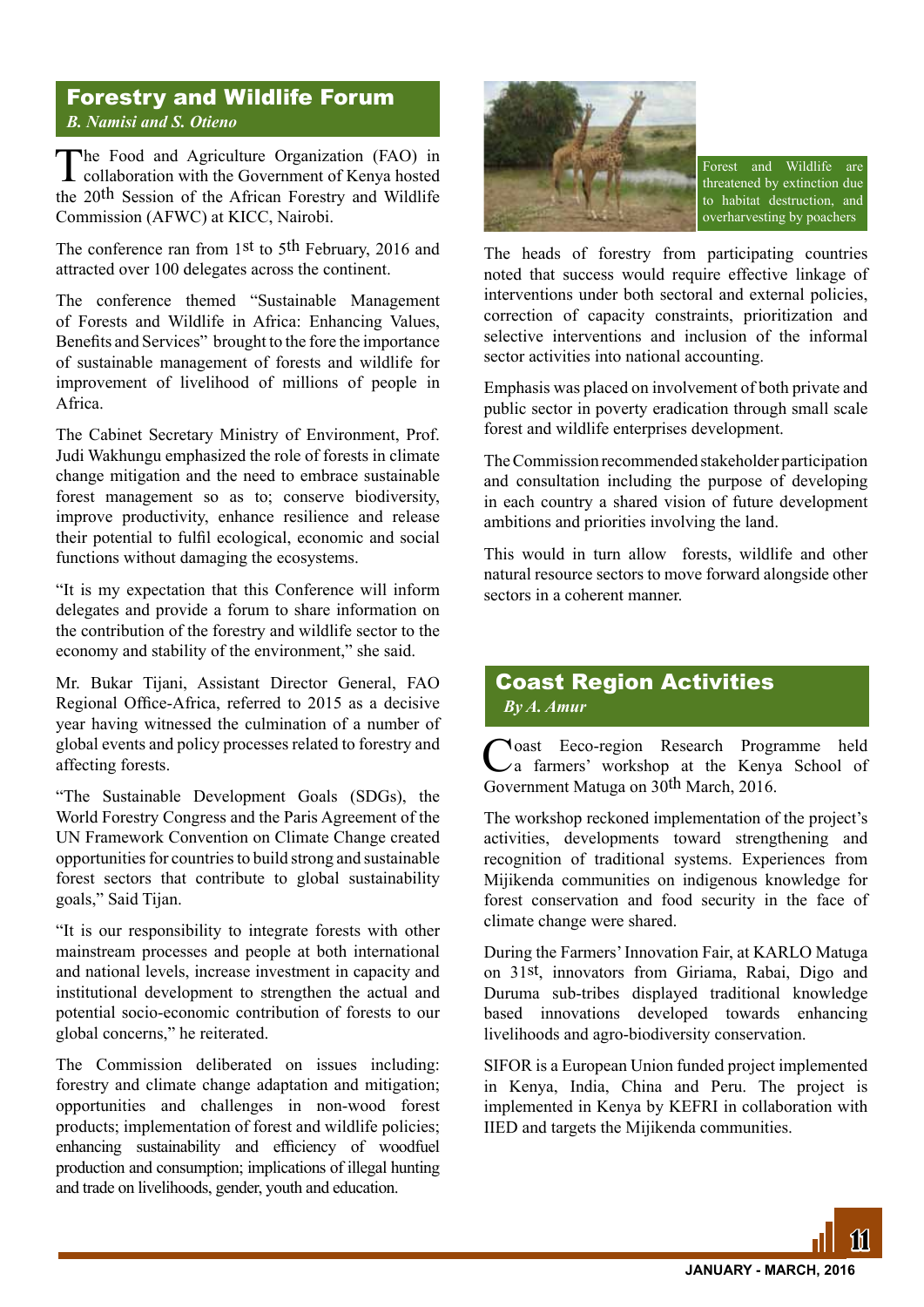## Forestry and Wildlife Forum

*B. Namisi and S. Otieno*

The Food and Agriculture Organization (FAO) in collaboration with the Government of Kenya hosted the 20th Session of the African Forestry and Wildlife Commission (AFWC) at KICC, Nairobi.

The conference ran from 1st to 5th February, 2016 and attracted over 100 delegates across the continent.

The conference themed "Sustainable Management of Forests and Wildlife in Africa: Enhancing Values, Benefits and Services" brought to the fore the importance of sustainable management of forests and wildlife for improvement of livelihood of millions of people in Africa.

The Cabinet Secretary Ministry of Environment, Prof. Judi Wakhungu emphasized the role of forests in climate change mitigation and the need to embrace sustainable forest management so as to; conserve biodiversity, improve productivity, enhance resilience and release their potential to fulfil ecological, economic and social functions without damaging the ecosystems.

"It is my expectation that this Conference will inform delegates and provide a forum to share information on the contribution of the forestry and wildlife sector to the economy and stability of the environment," she said.

Mr. Bukar Tijani, Assistant Director General, FAO Regional Office-Africa, referred to 2015 as a decisive year having witnessed the culmination of a number of global events and policy processes related to forestry and affecting forests.

"The Sustainable Development Goals (SDGs), the World Forestry Congress and the Paris Agreement of the UN Framework Convention on Climate Change created opportunities for countries to build strong and sustainable forest sectors that contribute to global sustainability goals," Said Tijan.

"It is our responsibility to integrate forests with other mainstream processes and people at both international and national levels, increase investment in capacity and institutional development to strengthen the actual and potential socio-economic contribution of forests to our global concerns," he reiterated.

The Commission deliberated on issues including: forestry and climate change adaptation and mitigation; opportunities and challenges in non-wood forest products; implementation of forest and wildlife policies; enhancing sustainability and efficiency of woodfuel production and consumption; implications of illegal hunting and trade on livelihoods, gender, youth and education.

Forest and Wildlife are threatened by extinction due to habitat destruction, and overharvesting by poachers

The heads of forestry from participating countries noted that success would require effective linkage of interventions under both sectoral and external policies, correction of capacity constraints, prioritization and selective interventions and inclusion of the informal sector activities into national accounting.

Emphasis was placed on involvement of both private and public sector in poverty eradication through small scale forest and wildlife enterprises development.

The Commission recommended stakeholder participation and consultation including the purpose of developing in each country a shared vision of future development ambitions and priorities involving the land.

This would in turn allow forests, wildlife and other natural resource sectors to move forward alongside other sectors in a coherent manner.

## Coast Region Activities

*By A. Amur*

Coast Eeco-region Research Programme held a farmers' workshop at the Kenya School of Government Matuga on 30th March, 2016.

The workshop reckoned implementation of the project's activities, developments toward strengthening and recognition of traditional systems. Experiences from Mijikenda communities on indigenous knowledge for forest conservation and food security in the face of climate change were shared.

During the Farmers' Innovation Fair, at KARLO Matuga on 31st, innovators from Giriama, Rabai, Digo and Duruma sub-tribes displayed traditional knowledge based innovations developed towards enhancing livelihoods and agro-biodiversity conservation.

SIFOR is a European Union funded project implemented in Kenya, India, China and Peru. The project is implemented in Kenya by KEFRI in collaboration with IIED and targets the Mijikenda communities.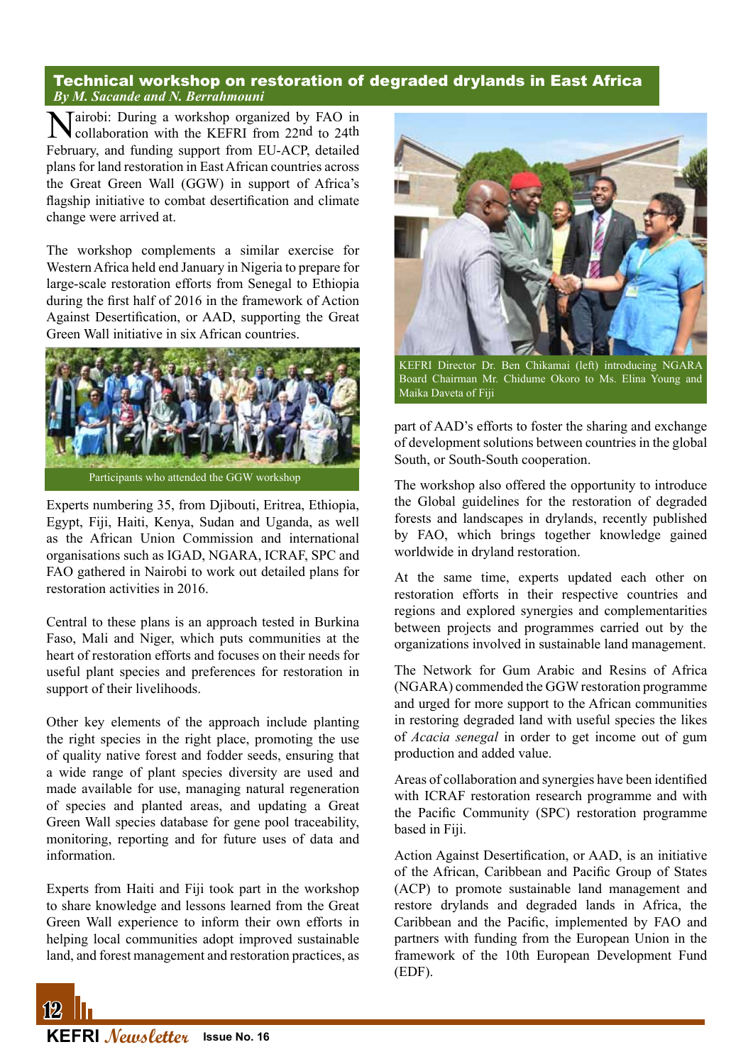## Technical workshop on restoration of degraded drylands in East Africa

*By M. Sacande and N. Berrahmouni*

Nairobi: During a workshop organized by FAO in collaboration with the KEFRI from 22nd to 24th February, and funding support from EU-ACP, detailed plans for land restoration in East African countries across the Great Green Wall (GGW) in support of Africa's flagship initiative to combat desertification and climate change were arrived at.

The workshop complements a similar exercise for Western Africa held end January in Nigeria to prepare for large-scale restoration efforts from Senegal to Ethiopia during the first half of 2016 in the framework of Action Against Desertification, or AAD, supporting the Great Green Wall initiative in six African countries.

Participants who attended the GGW workshop

Experts numbering 35, from Djibouti, Eritrea, Ethiopia, Egypt, Fiji, Haiti, Kenya, Sudan and Uganda, as well as the African Union Commission and international organisations such as IGAD, NGARA, ICRAF, SPC and FAO gathered in Nairobi to work out detailed plans for restoration activities in 2016.

Central to these plans is an approach tested in Burkina Faso, Mali and Niger, which puts communities at the heart of restoration efforts and focuses on their needs for useful plant species and preferences for restoration in support of their livelihoods.

Other key elements of the approach include planting the right species in the right place, promoting the use of quality native forest and fodder seeds, ensuring that a wide range of plant species diversity are used and made available for use, managing natural regeneration of species and planted areas, and updating a Great Green Wall species database for gene pool traceability, monitoring, reporting and for future uses of data and information.

Experts from Haiti and Fiji took part in the workshop to share knowledge and lessons learned from the Great Green Wall experience to inform their own efforts in helping local communities adopt improved sustainable land, and forest management and restoration practices, as part of AAD's efforts to foster the sharing and exchange of development solutions between countries in the global South, or South-South cooperation.

KEFRI Director Dr. Ben Chikamai (left) introducing NGARA Board Chairman Mr. Chidume Okoro to Ms. Elina Young and Maika Daveta of Fiji

The workshop also offered the opportunity to introduce the Global guidelines for the restoration of degraded forests and landscapes in drylands, recently published by FAO, which brings together knowledge gained worldwide in dryland restoration.

At the same time, experts updated each other on restoration efforts in their respective countries and regions and explored synergies and complementarities between projects and programmes carried out by the organizations involved in sustainable land management.

The Network for Gum Arabic and Resins of Africa (NGARA) commended the GGW restoration programme and urged for more support to the African communities in restoring degraded land with useful species the likes of *Acacia senegal* in order to get income out of gum production and added value.

Areas of collaboration and synergies have been identified with ICRAF restoration research programme and with the Pacific Community (SPC) restoration programme based in Fiji.

Action Against Desertification, or AAD, is an initiative of the African, Caribbean and Pacific Group of States (ACP) to promote sustainable land management and restore drylands and degraded lands in Africa, the Caribbean and the Pacific, implemented by FAO and partners with funding from the European Union in the framework of the 10th European Development Fund (EDF).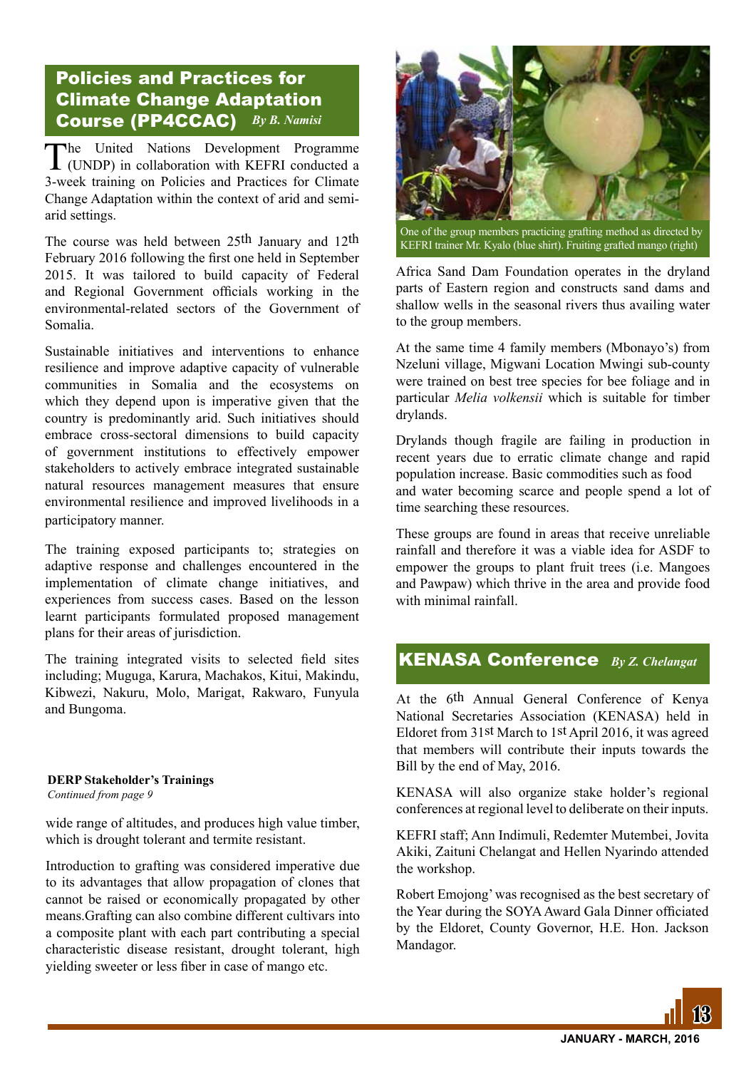## Policies and Practices for Climate Change Adaptation Course (PP4CCAC)

*By B. Namisi*

The United Nations Development Programme (UNDP) in collaboration with KEFRI conducted a 3-week training on Policies and Practices for Climate Change Adaptation within the context of arid and semi-arid settings.

The course was held between 25th January and 12th February 2016 following the first one held in September 2015. It was tailored to build capacity of Federal and Regional Government officials working in the environmental-related sectors of the Government of Somalia.

Sustainable initiatives and interventions to enhance resilience and improve adaptive capacity of vulnerable communities in Somalia and the ecosystems on which they depend upon is imperative given that the country is predominantly arid. Such initiatives should embrace cross-sectoral dimensions to build capacity of government institutions to effectively empower stakeholders to actively embrace integrated sustainable natural resources management measures that ensure environmental resilience and improved livelihoods in a participatory manner.

The training exposed participants to; strategies on adaptive response and challenges encountered in the implementation of climate change initiatives, and experiences from success cases. Based on the lesson learnt participants formulated proposed management plans for their areas of jurisdiction.

The training integrated visits to selected field sites including; Muguga, Karura, Machakos, Kitui, Makindu, Kibwezi, Nakuru, Molo, Marigat, Rakwaro, Funyula and Bungoma.

**DERP Stakeholder's Trainings**
*Continued from page 9*

wide range of altitudes, and produces high value timber, which is drought tolerant and termite resistant.

Introduction to grafting was considered imperative due to its advantages that allow propagation of clones that cannot be raised or economically propagated by other means.Grafting can also combine different cultivars into a composite plant with each part contributing a special characteristic disease resistant, drought tolerant, high yielding sweeter or less fiber in case of mango etc.

One of the group members practicing grafting method as directed by KEFRI trainer Mr. Kyalo (blue shirt). Fruiting grafted mango (right)

Africa Sand Dam Foundation operates in the dryland parts of Eastern region and constructs sand dams and shallow wells in the seasonal rivers thus availing water to the group members.

At the same time 4 family members (Mbonayo's) from Nzeluni village, Migwani Location Mwingi sub-county were trained on best tree species for bee foliage and in particular *Melia volkensii* which is suitable for timber drylands.

Drylands though fragile are failing in production in recent years due to erratic climate change and rapid population increase. Basic commodities such as food and water becoming scarce and people spend a lot of time searching these resources.

These groups are found in areas that receive unreliable rainfall and therefore it was a viable idea for ASDF to empower the groups to plant fruit trees (i.e. Mangoes and Pawpaw) which thrive in the area and provide food with minimal rainfall.

## KENASA Conference

*By Z. Chelangat*

At the 6th Annual General Conference of Kenya National Secretaries Association (KENASA) held in Eldoret from 31st March to 1st April 2016, it was agreed that members will contribute their inputs towards the Bill by the end of May, 2016.

KENASA will also organize stake holder's regional conferences at regional level to deliberate on their inputs.

KEFRI staff; Ann Indimuli, Redemter Mutembei, Jovita Akiki, Zaituni Chelangat and Hellen Nyarindo attended the workshop.

Robert Emojong' was recognised as the best secretary of the Year during the SOYA Award Gala Dinner officiated by the Eldoret, County Governor, H.E. Hon. Jackson Mandagor.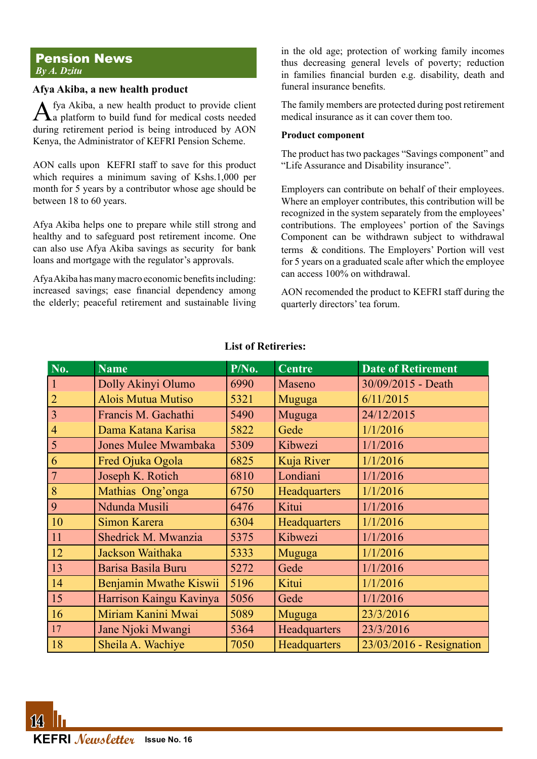## Pension News

*By A. Dzitu*

### Afya Akiba, a new health product

Afya Akiba, a new health product to provide client a platform to build fund for medical costs needed during retirement period is being introduced by AON Kenya, the Administrator of KEFRI Pension Scheme.

AON calls upon KEFRI staff to save for this product which requires a minimum saving of Kshs.1,000 per month for 5 years by a contributor whose age should be between 18 to 60 years.

Afya Akiba helps one to prepare while still strong and healthy and to safeguard post retirement income. One can also use Afya Akiba savings as security for bank loans and mortgage with the regulator's approvals.

Afya Akiba has many macro economic benefits including: increased savings; ease financial dependency among the elderly; peaceful retirement and sustainable living in the old age; protection of working family incomes thus decreasing general levels of poverty; reduction in families financial burden e.g. disability, death and funeral insurance benefits.

The family members are protected during post retirement medical insurance as it can cover them too.

**Product component**

The product has two packages "Savings component" and "Life Assurance and Disability insurance".

Employers can contribute on behalf of their employees. Where an employer contributes, this contribution will be recognized in the system separately from the employees' contributions. The employees' portion of the Savings Component can be withdrawn subject to withdrawal terms & conditions. The Employers' Portion will vest for 5 years on a graduated scale after which the employee can access 100% on withdrawal.

AON recomended the product to KEFRI staff during the quarterly directors' tea forum.

**List of Retireries:**

| No. | Name | P/No. | Centre | Date of Retirement |
|---|---|---|---|---|
| 1 | Dolly Akinyi Olumo | 6990 | Maseno | 30/09/2015 - Death |
| 2 | Alois Mutua Mutiso | 5321 | Muguga | 6/11/2015 |
| 3 | Francis M. Gachathi | 5490 | Muguga | 24/12/2015 |
| 4 | Dama Katana Karisa | 5822 | Gede | 1/1/2016 |
| 5 | Jones Mulee Mwambaka | 5309 | Kibwezi | 1/1/2016 |
| 6 | Fred Ojuka Ogola | 6825 | Kuja River | 1/1/2016 |
| 7 | Joseph K. Rotich | 6810 | Londiani | 1/1/2016 |
| 8 | Mathias Ong'onga | 6750 | Headquarters | 1/1/2016 |
| 9 | Ndunda Musili | 6476 | Kitui | 1/1/2016 |
| 10 | Simon Karera | 6304 | Headquarters | 1/1/2016 |
| 11 | Shedrick M. Mwanzia | 5375 | Kibwezi | 1/1/2016 |
| 12 | Jackson Waithaka | 5333 | Muguga | 1/1/2016 |
| 13 | Barisa Basila Buru | 5272 | Gede | 1/1/2016 |
| 14 | Benjamin Mwathe Kiswii | 5196 | Kitui | 1/1/2016 |
| 15 | Harrison Kaingu Kavinya | 5056 | Gede | 1/1/2016 |
| 16 | Miriam Kanini Mwai | 5089 | Muguga | 23/3/2016 |
| 17 | Jane Njoki Mwangi | 5364 | Headquarters | 23/3/2016 |
| 18 | Sheila A. Wachiye | 7050 | Headquarters | 23/03/2016 - Resignation |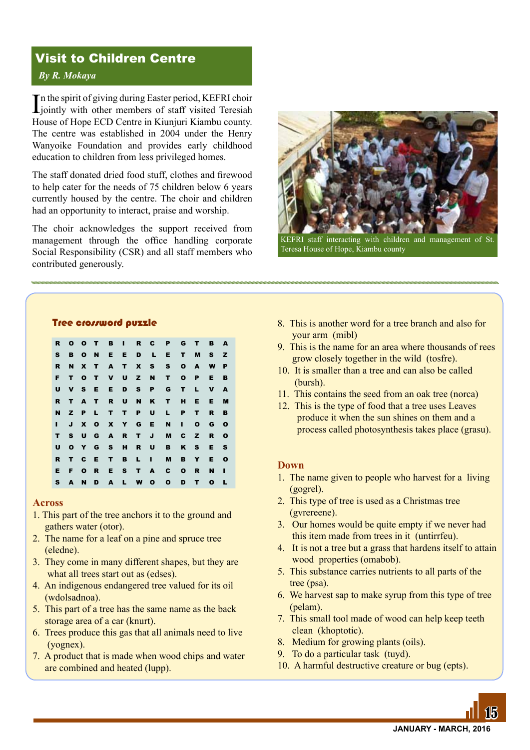## Visit to Children Centre

*By R. Mokaya*

In the spirit of giving during Easter period, KEFRI choir jointly with other members of staff visited Teresiah House of Hope ECD Centre in Kiunjuri Kiambu county. The centre was established in 2004 under the Henry Wanyoike Foundation and provides early childhood education to children from less privileged homes.

The staff donated dried food stuff, clothes and firewood to help cater for the needs of 75 children below 6 years currently housed by the centre. The choir and children had an opportunity to interact, praise and worship.

The choir acknowledges the support received from management through the office handling corporate Social Responsibility (CSR) and all staff members who contributed generously.

KEFRI staff interacting with children and management of St. Teresa House of Hope, Kiambu county

### Tree crossword puzzle

| | | | | | | | | | | | | |
|---|---|---|---|---|---|---|---|---|---|---|---|---|
| R | O | O | T | B | I | R | C | P | G | T | B | A |
| S | B | O | N | E | E | D | L | E | T | M | S | Z |
| R | N | X | T | A | T | X | S | S | O | A | W | P |
| F | T | O | T | V | U | Z | N | T | O | P | E | B |
| U | V | S | E | E | D | S | P | G | T | L | V | A |
| R | T | A | T | R | U | N | K | T | H | E | E | M |
| N | Z | P | L | T | T | P | U | L | P | T | R | B |
| I | J | X | O | X | Y | G | E | N | I | O | G | O |
| T | S | U | G | A | R | T | J | M | C | Z | R | O |
| U | O | Y | G | S | H | R | U | B | K | S | E | S |
| R | T | C | E | T | B | L | I | M | B | Y | E | O |
| E | F | O | R | E | S | T | A | C | O | R | N | I |
| S | A | N | D | A | L | W | O | O | D | T | O | L |

**Across**

1. This part of the tree anchors it to the ground and gathers water (otor).
2. The name for a leaf on a pine and spruce tree (eledne).
3. They come in many different shapes, but they are what all trees start out as (edses).
4. An indigenous endangered tree valued for its oil (wdolsadnoa).
5. This part of a tree has the same name as the back storage area of a car (knurt).
6. Trees produce this gas that all animals need to live (yognex).
7. A product that is made when wood chips and water are combined and heated (lupp).
8. This is another word for a tree branch and also for your arm (mibl)
9. This is the name for an area where thousands of rees grow closely together in the wild (tosfre).
10. It is smaller than a tree and can also be called (bursh).
11. This contains the seed from an oak tree (norca)
12. This is the type of food that a tree uses Leaves produce it when the sun shines on them and a process called photosynthesis takes place (grasu).

**Down**

1. The name given to people who harvest for a living (gogrel).
2. This type of tree is used as a Christmas tree (gvrereene).
3. Our homes would be quite empty if we never had this item made from trees in it (untirrfeu).
4. It is not a tree but a grass that hardens itself to attain wood properties (omabob).
5. This substance carries nutrients to all parts of the tree (psa).
6. We harvest sap to make syrup from this type of tree (pelam).
7. This small tool made of wood can help keep teeth clean (khoptotic).
8. Medium for growing plants (oils).
9. To do a particular task (tuyd).
10. A harmful destructive creature or bug (epts).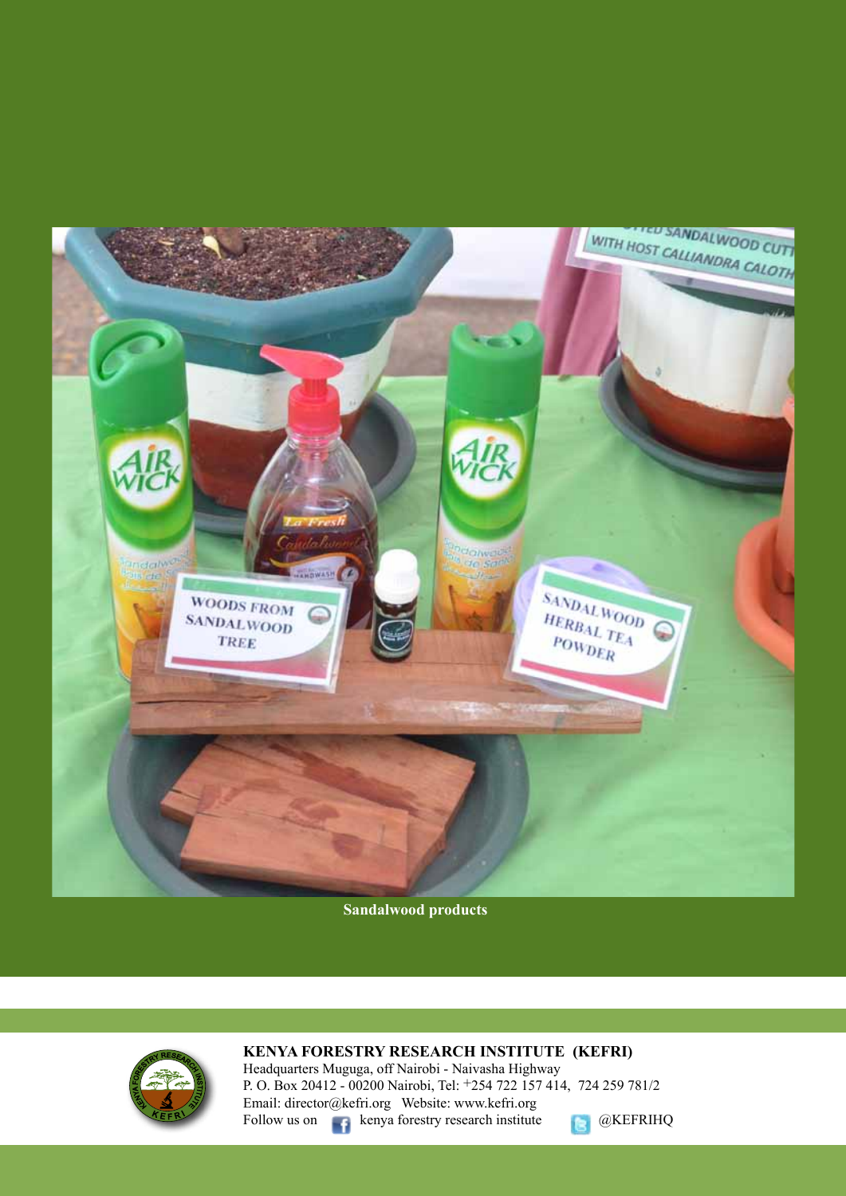Sandalwood products

**KENYA FORESTRY RESEARCH INSTITUTE (KEFRI)**
Headquarters Muguga, off Nairobi - Naivasha Highway
P. O. Box 20412 - 00200 Nairobi, Tel: +254 722 157 414, 724 259 781/2
Email: director@kefri.org Website: www.kefri.org
Follow us on kenya forestry research institute @KEFRIHQ